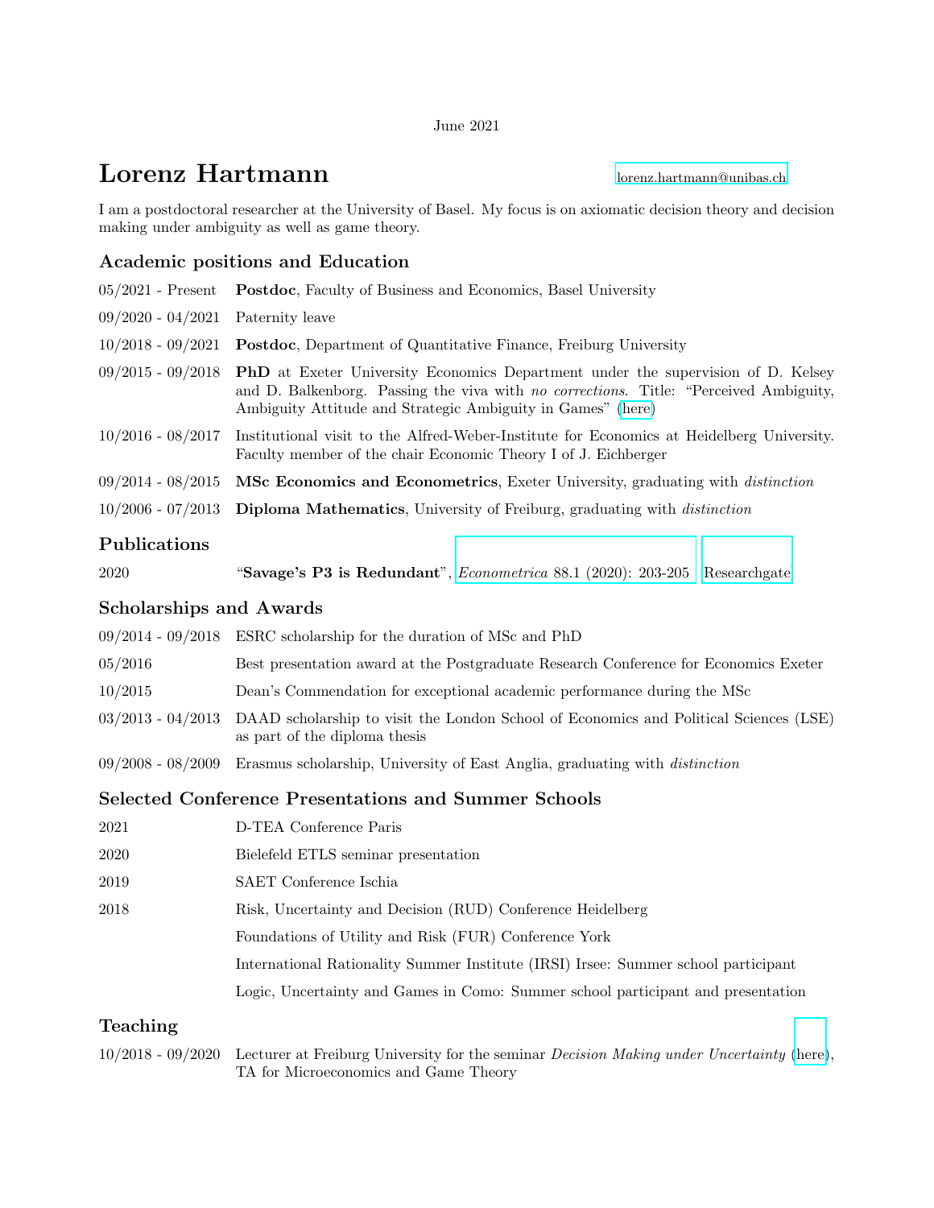June 2021

# Lorenz Hartmann

lorenz.hartmann@unibas.ch

I am a postdoctoral researcher at the University of Basel. My focus is on axiomatic decision theory and decision making under ambiguity as well as game theory.

## Academic positions and Education

| | |
|---|---|
| 05/2021 - Present | **Postdoc**, Faculty of Business and Economics, Basel University |
| 09/2020 - 04/2021 | Paternity leave |
| 10/2018 - 09/2021 | **Postdoc**, Department of Quantitative Finance, Freiburg University |
| 09/2015 - 09/2018 | **PhD** at Exeter University Economics Department under the supervision of D. Kelsey and D. Balkenborg. Passing the viva with *no corrections*. Title: "Perceived Ambiguity, Ambiguity Attitude and Strategic Ambiguity in Games" (here) |
| 10/2016 - 08/2017 | Institutional visit to the Alfred-Weber-Institute for Economics at Heidelberg University. Faculty member of the chair Economic Theory I of J. Eichberger |
| 09/2014 - 08/2015 | **MSc Economics and Econometrics**, Exeter University, graduating with *distinction* |
| 10/2006 - 07/2013 | **Diploma Mathematics**, University of Freiburg, graduating with *distinction* |

## Publications

| | |
|---|---|
| 2020 | "**Savage's P3 is Redundant**", *Econometrica* 88.1 (2020): 203-205 Researchgate |

## Scholarships and Awards

| | |
|---|---|
| 09/2014 - 09/2018 | ESRC scholarship for the duration of MSc and PhD |
| 05/2016 | Best presentation award at the Postgraduate Research Conference for Economics Exeter |
| 10/2015 | Dean's Commendation for exceptional academic performance during the MSc |
| 03/2013 - 04/2013 | DAAD scholarship to visit the London School of Economics and Political Sciences (LSE) as part of the diploma thesis |
| 09/2008 - 08/2009 | Erasmus scholarship, University of East Anglia, graduating with *distinction* |

## Selected Conference Presentations and Summer Schools

| | |
|---|---|
| 2021 | D-TEA Conference Paris |
| 2020 | Bielefeld ETLS seminar presentation |
| 2019 | SAET Conference Ischia |
| 2018 | Risk, Uncertainty and Decision (RUD) Conference Heidelberg |
| | Foundations of Utility and Risk (FUR) Conference York |
| | International Rationality Summer Institute (IRSI) Irsee: Summer school participant |
| | Logic, Uncertainty and Games in Como: Summer school participant and presentation |

## Teaching

| | |
|---|---|
| 10/2018 - 09/2020 | Lecturer at Freiburg University for the seminar *Decision Making under Uncertainty* (here), TA for Microeconomics and Game Theory |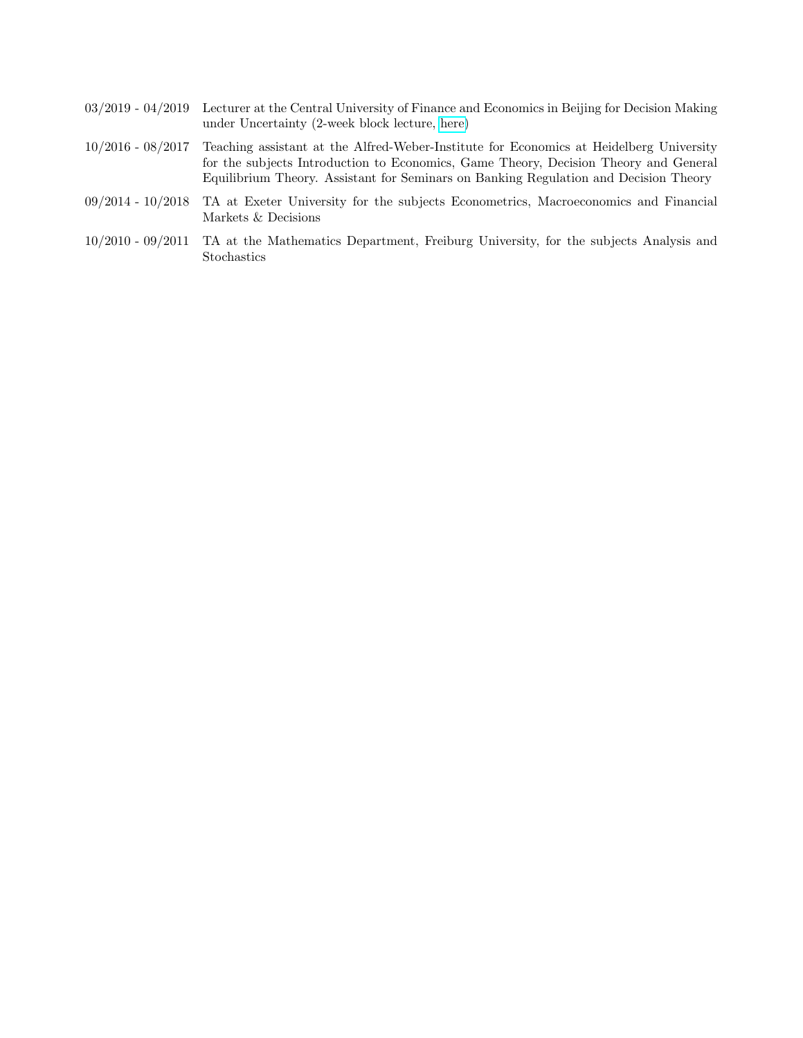03/2019 - 04/2019 Lecturer at the Central University of Finance and Economics in Beijing for Decision Making under Uncertainty (2-week block lecture, here)

10/2016 - 08/2017 Teaching assistant at the Alfred-Weber-Institute for Economics at Heidelberg University for the subjects Introduction to Economics, Game Theory, Decision Theory and General Equilibrium Theory. Assistant for Seminars on Banking Regulation and Decision Theory

09/2014 - 10/2018 TA at Exeter University for the subjects Econometrics, Macroeconomics and Financial Markets & Decisions

10/2010 - 09/2011 TA at the Mathematics Department, Freiburg University, for the subjects Analysis and Stochastics